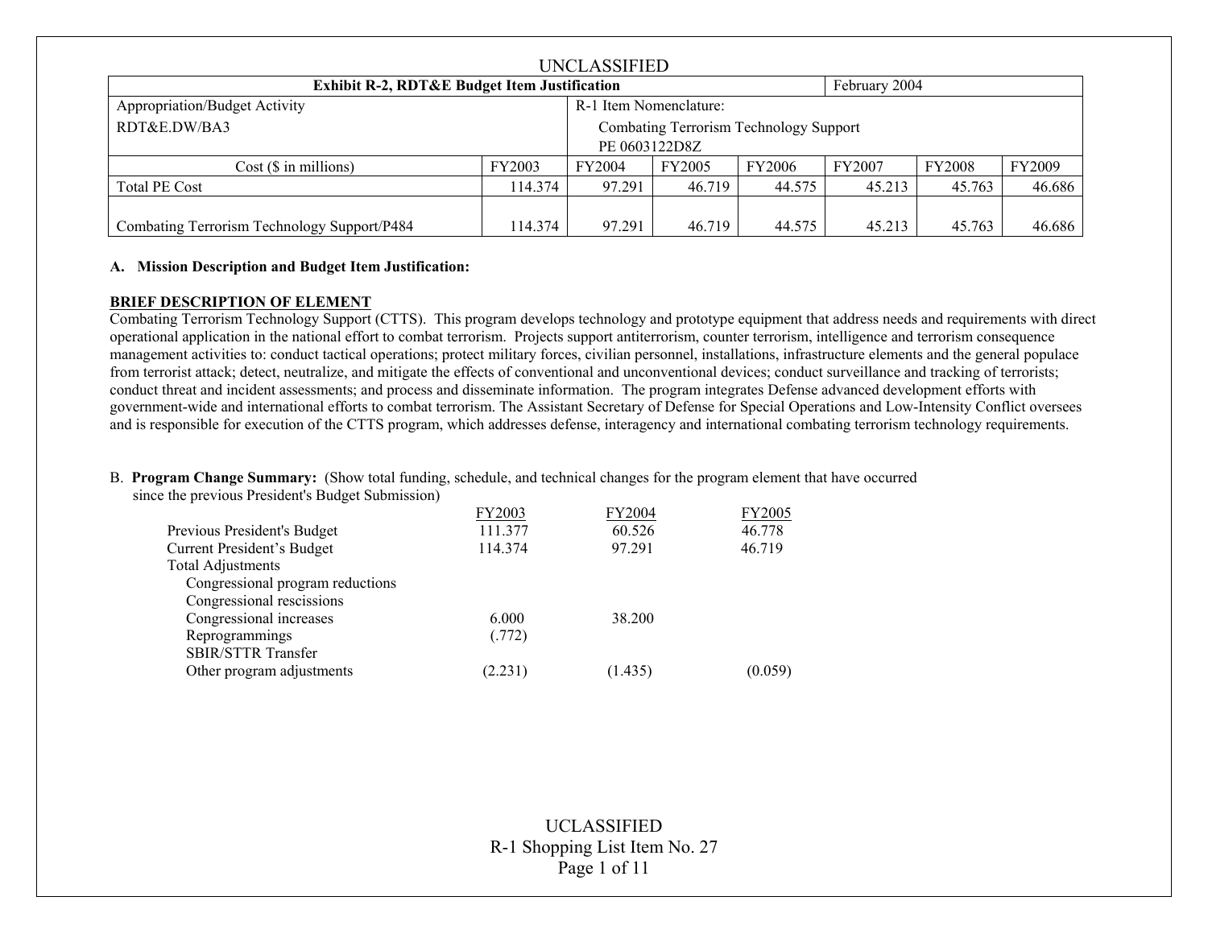UNCLASSIFIED

| Exhibit R-2, RDT&E Budget Item Justification | | | | February 2004 | | | |
|---|---|---|---|---|---|---|---|
| Appropriation/Budget Activity<br>RDT&E.DW/BA3 | | R-1 Item Nomenclature:<br>Combating Terrorism Technology Support<br>PE 0603122D8Z | | | | | |
| Cost ($ in millions) | FY2003 | FY2004 | FY2005 | FY2006 | FY2007 | FY2008 | FY2009 |
| Total PE Cost | 114.374 | 97.291 | 46.719 | 44.575 | 45.213 | 45.763 | 46.686 |
| Combating Terrorism Technology Support/P484 | 114.374 | 97.291 | 46.719 | 44.575 | 45.213 | 45.763 | 46.686 |

**A. Mission Description and Budget Item Justification:**

**BRIEF DESCRIPTION OF ELEMENT**

Combating Terrorism Technology Support (CTTS). This program develops technology and prototype equipment that address needs and requirements with direct operational application in the national effort to combat terrorism. Projects support antiterrorism, counter terrorism, intelligence and terrorism consequence management activities to: conduct tactical operations; protect military forces, civilian personnel, installations, infrastructure elements and the general populace from terrorist attack; detect, neutralize, and mitigate the effects of conventional and unconventional devices; conduct surveillance and tracking of terrorists; conduct threat and incident assessments; and process and disseminate information. The program integrates Defense advanced development efforts with government-wide and international efforts to combat terrorism. The Assistant Secretary of Defense for Special Operations and Low-Intensity Conflict oversees and is responsible for execution of the CTTS program, which addresses defense, interagency and international combating terrorism technology requirements.

B. **Program Change Summary:** (Show total funding, schedule, and technical changes for the program element that have occurred since the previous President's Budget Submission)

| | FY2003 | FY2004 | FY2005 |
|---|---|---|---|
| Previous President's Budget | 111.377 | 60.526 | 46.778 |
| Current President's Budget | 114.374 | 97.291 | 46.719 |
| Total Adjustments | | | |
| Congressional program reductions | | | |
| Congressional rescissions | | | |
| Congressional increases | 6.000 | 38.200 | |
| Reprogrammings | (.772) | | |
| SBIR/STTR Transfer | | | |
| Other program adjustments | (2.231) | (1.435) | (0.059) |

UCLASSIFIED

R-1 Shopping List Item No. 27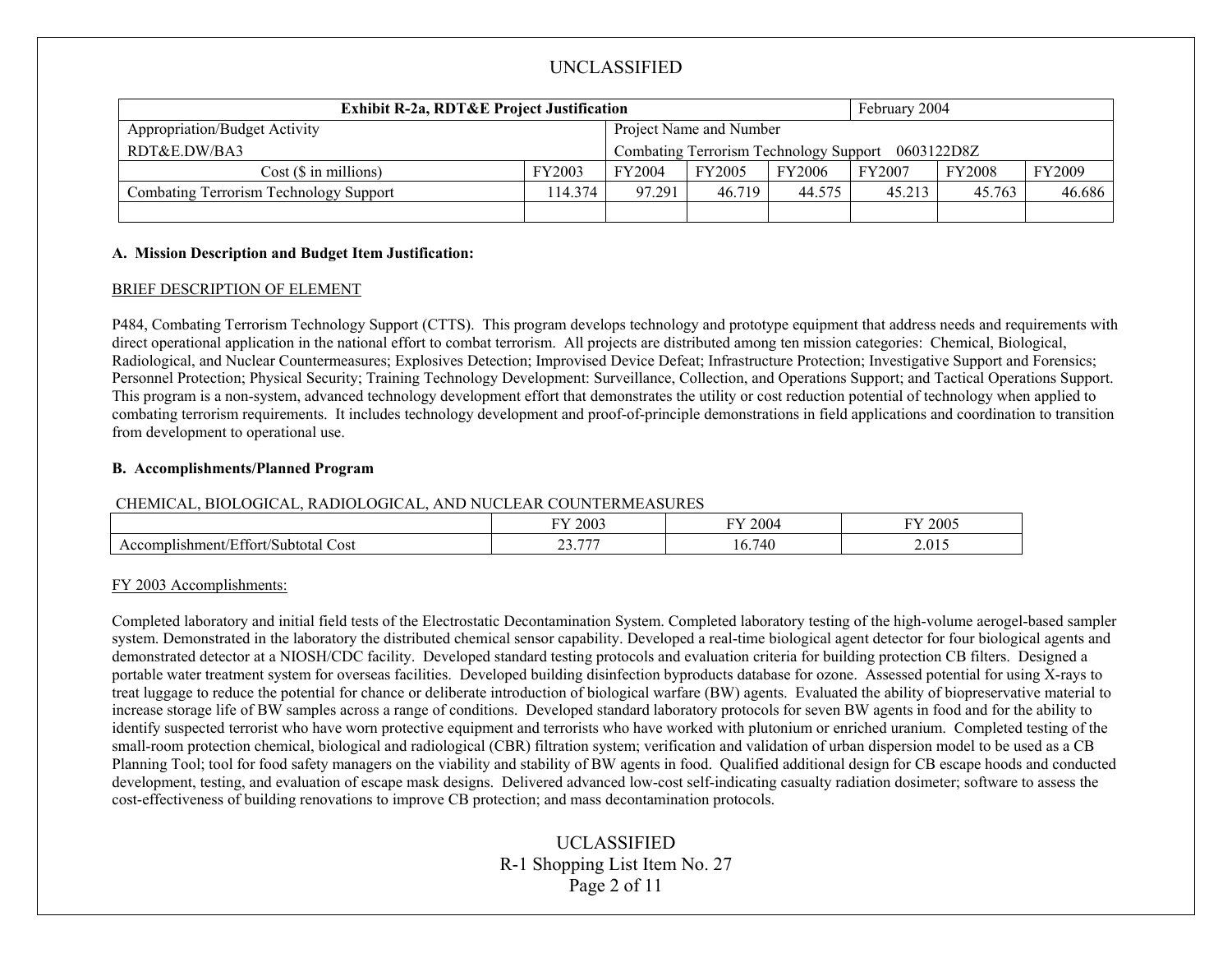| Exhibit R-2a, RDT&E Project Justification | | | | | February 2004 | | |
|---|---|---|---|---|---|---|---|
| Appropriation/Budget Activity<br>RDT&E.DW/BA3 | | Project Name and Number<br>Combating Terrorism Technology Support 0603122D8Z | | | | | |
| Cost ($ in millions) | FY2003 | FY2004 | FY2005 | FY2006 | FY2007 | FY2008 | FY2009 |
| Combating Terrorism Technology Support | 114.374 | 97.291 | 46.719 | 44.575 | 45.213 | 45.763 | 46.686 |
| | | | | | | | |

**A. Mission Description and Budget Item Justification:**

BRIEF DESCRIPTION OF ELEMENT

P484, Combating Terrorism Technology Support (CTTS). This program develops technology and prototype equipment that address needs and requirements with direct operational application in the national effort to combat terrorism. All projects are distributed among ten mission categories: Chemical, Biological, Radiological, and Nuclear Countermeasures; Explosives Detection; Improvised Device Defeat; Infrastructure Protection; Investigative Support and Forensics; Personnel Protection; Physical Security; Training Technology Development: Surveillance, Collection, and Operations Support; and Tactical Operations Support. This program is a non-system, advanced technology development effort that demonstrates the utility or cost reduction potential of technology when applied to combating terrorism requirements. It includes technology development and proof-of-principle demonstrations in field applications and coordination to transition from development to operational use.

**B. Accomplishments/Planned Program**

CHEMICAL, BIOLOGICAL, RADIOLOGICAL, AND NUCLEAR COUNTERMEASURES

| | FY 2003 | FY 2004 | FY 2005 |
|---|---|---|---|
| Accomplishment/Effort/Subtotal Cost | 23.777 | 16.740 | 2.015 |

FY 2003 Accomplishments:

Completed laboratory and initial field tests of the Electrostatic Decontamination System. Completed laboratory testing of the high-volume aerogel-based sampler system. Demonstrated in the laboratory the distributed chemical sensor capability. Developed a real-time biological agent detector for four biological agents and demonstrated detector at a NIOSH/CDC facility. Developed standard testing protocols and evaluation criteria for building protection CB filters. Designed a portable water treatment system for overseas facilities. Developed building disinfection byproducts database for ozone. Assessed potential for using X-rays to treat luggage to reduce the potential for chance or deliberate introduction of biological warfare (BW) agents. Evaluated the ability of biopreservative material to increase storage life of BW samples across a range of conditions. Developed standard laboratory protocols for seven BW agents in food and for the ability to identify suspected terrorist who have worn protective equipment and terrorists who have worked with plutonium or enriched uranium. Completed testing of the small-room protection chemical, biological and radiological (CBR) filtration system; verification and validation of urban dispersion model to be used as a CB Planning Tool; tool for food safety managers on the viability and stability of BW agents in food. Qualified additional design for CB escape hoods and conducted development, testing, and evaluation of escape mask designs. Delivered advanced low-cost self-indicating casualty radiation dosimeter; software to assess the cost-effectiveness of building renovations to improve CB protection; and mass decontamination protocols.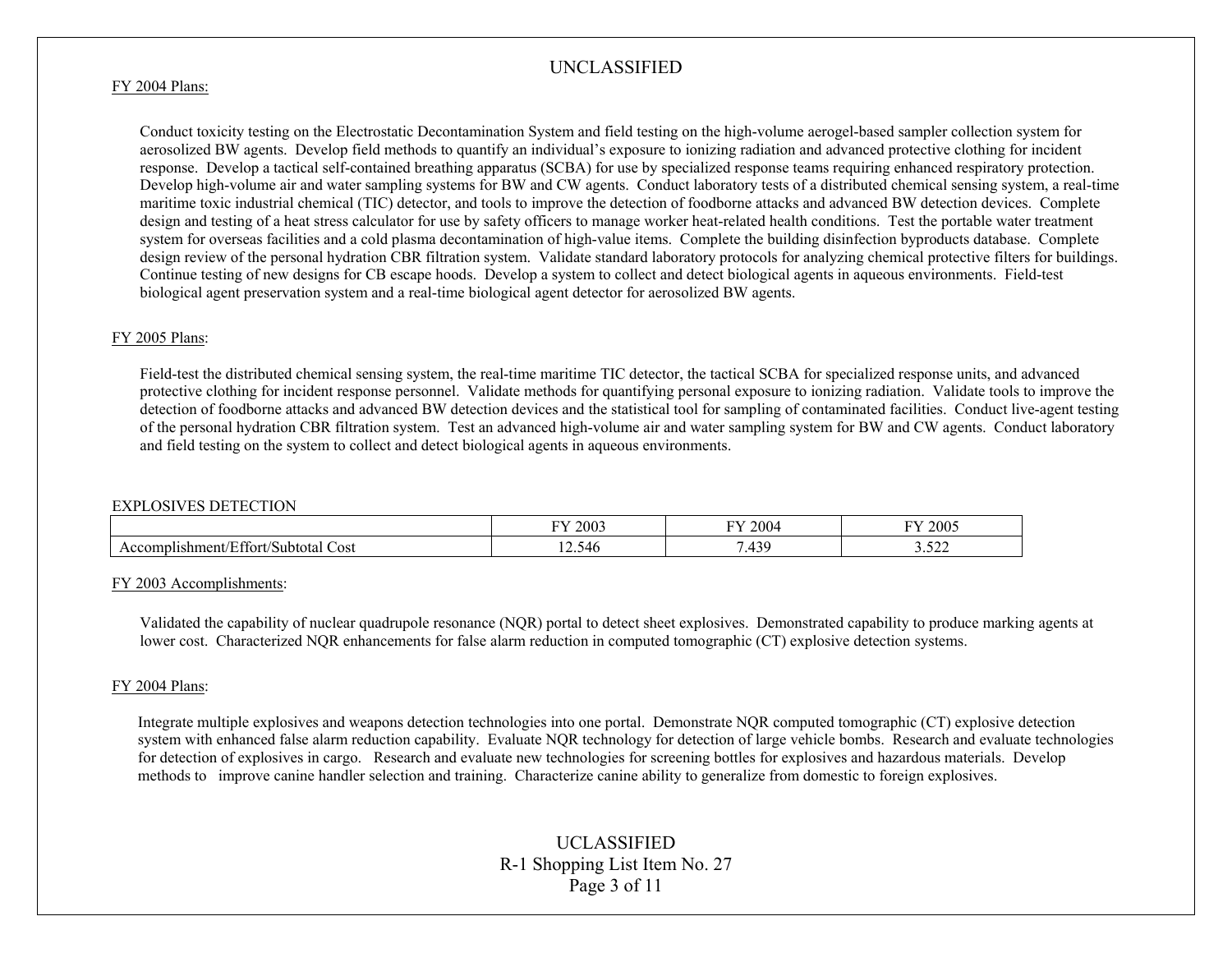FY 2004 Plans:

Conduct toxicity testing on the Electrostatic Decontamination System and field testing on the high-volume aerogel-based sampler collection system for aerosolized BW agents. Develop field methods to quantify an individual's exposure to ionizing radiation and advanced protective clothing for incident response. Develop a tactical self-contained breathing apparatus (SCBA) for use by specialized response teams requiring enhanced respiratory protection. Develop high-volume air and water sampling systems for BW and CW agents. Conduct laboratory tests of a distributed chemical sensing system, a real-time maritime toxic industrial chemical (TIC) detector, and tools to improve the detection of foodborne attacks and advanced BW detection devices. Complete design and testing of a heat stress calculator for use by safety officers to manage worker heat-related health conditions. Test the portable water treatment system for overseas facilities and a cold plasma decontamination of high-value items. Complete the building disinfection byproducts database. Complete design review of the personal hydration CBR filtration system. Validate standard laboratory protocols for analyzing chemical protective filters for buildings. Continue testing of new designs for CB escape hoods. Develop a system to collect and detect biological agents in aqueous environments. Field-test biological agent preservation system and a real-time biological agent detector for aerosolized BW agents.

FY 2005 Plans:

Field-test the distributed chemical sensing system, the real-time maritime TIC detector, the tactical SCBA for specialized response units, and advanced protective clothing for incident response personnel. Validate methods for quantifying personal exposure to ionizing radiation. Validate tools to improve the detection of foodborne attacks and advanced BW detection devices and the statistical tool for sampling of contaminated facilities. Conduct live-agent testing of the personal hydration CBR filtration system. Test an advanced high-volume air and water sampling system for BW and CW agents. Conduct laboratory and field testing on the system to collect and detect biological agents in aqueous environments.

EXPLOSIVES DETECTION

| | FY 2003 | FY 2004 | FY 2005 |
|---|---|---|---|
| Accomplishment/Effort/Subtotal Cost | 12.546 | 7.439 | 3.522 |

FY 2003 Accomplishments:

Validated the capability of nuclear quadrupole resonance (NQR) portal to detect sheet explosives. Demonstrated capability to produce marking agents at lower cost. Characterized NQR enhancements for false alarm reduction in computed tomographic (CT) explosive detection systems.

FY 2004 Plans:

Integrate multiple explosives and weapons detection technologies into one portal. Demonstrate NQR computed tomographic (CT) explosive detection system with enhanced false alarm reduction capability. Evaluate NQR technology for detection of large vehicle bombs. Research and evaluate technologies for detection of explosives in cargo. Research and evaluate new technologies for screening bottles for explosives and hazardous materials. Develop methods to improve canine handler selection and training. Characterize canine ability to generalize from domestic to foreign explosives.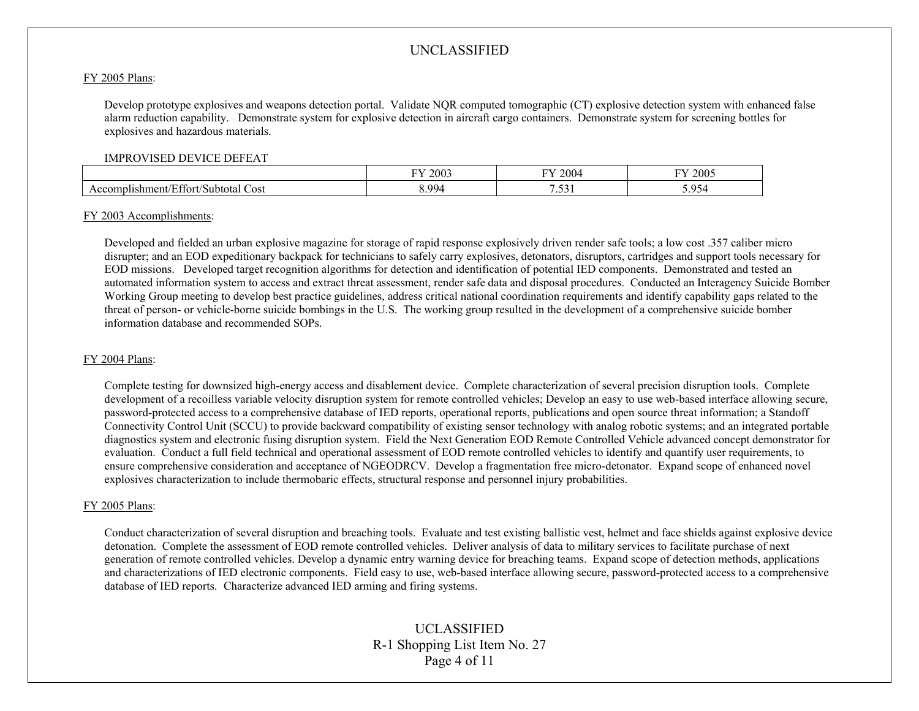FY 2005 Plans:

Develop prototype explosives and weapons detection portal. Validate NQR computed tomographic (CT) explosive detection system with enhanced false alarm reduction capability. Demonstrate system for explosive detection in aircraft cargo containers. Demonstrate system for screening bottles for explosives and hazardous materials.

IMPROVISED DEVICE DEFEAT

| | FY 2003 | FY 2004 | FY 2005 |
|---|---|---|---|
| Accomplishment/Effort/Subtotal Cost | 8.994 | 7.531 | 5.954 |

FY 2003 Accomplishments:

Developed and fielded an urban explosive magazine for storage of rapid response explosively driven render safe tools; a low cost .357 caliber micro disrupter; and an EOD expeditionary backpack for technicians to safely carry explosives, detonators, disruptors, cartridges and support tools necessary for EOD missions. Developed target recognition algorithms for detection and identification of potential IED components. Demonstrated and tested an automated information system to access and extract threat assessment, render safe data and disposal procedures. Conducted an Interagency Suicide Bomber Working Group meeting to develop best practice guidelines, address critical national coordination requirements and identify capability gaps related to the threat of person- or vehicle-borne suicide bombings in the U.S. The working group resulted in the development of a comprehensive suicide bomber information database and recommended SOPs.

FY 2004 Plans:

Complete testing for downsized high-energy access and disablement device. Complete characterization of several precision disruption tools. Complete development of a recoilless variable velocity disruption system for remote controlled vehicles; Develop an easy to use web-based interface allowing secure, password-protected access to a comprehensive database of IED reports, operational reports, publications and open source threat information; a Standoff Connectivity Control Unit (SCCU) to provide backward compatibility of existing sensor technology with analog robotic systems; and an integrated portable diagnostics system and electronic fusing disruption system. Field the Next Generation EOD Remote Controlled Vehicle advanced concept demonstrator for evaluation. Conduct a full field technical and operational assessment of EOD remote controlled vehicles to identify and quantify user requirements, to ensure comprehensive consideration and acceptance of NGEODRCV. Develop a fragmentation free micro-detonator. Expand scope of enhanced novel explosives characterization to include thermobaric effects, structural response and personnel injury probabilities.

FY 2005 Plans:

Conduct characterization of several disruption and breaching tools. Evaluate and test existing ballistic vest, helmet and face shields against explosive device detonation. Complete the assessment of EOD remote controlled vehicles. Deliver analysis of data to military services to facilitate purchase of next generation of remote controlled vehicles. Develop a dynamic entry warning device for breaching teams. Expand scope of detection methods, applications and characterizations of IED electronic components. Field easy to use, web-based interface allowing secure, password-protected access to a comprehensive database of IED reports. Characterize advanced IED arming and firing systems.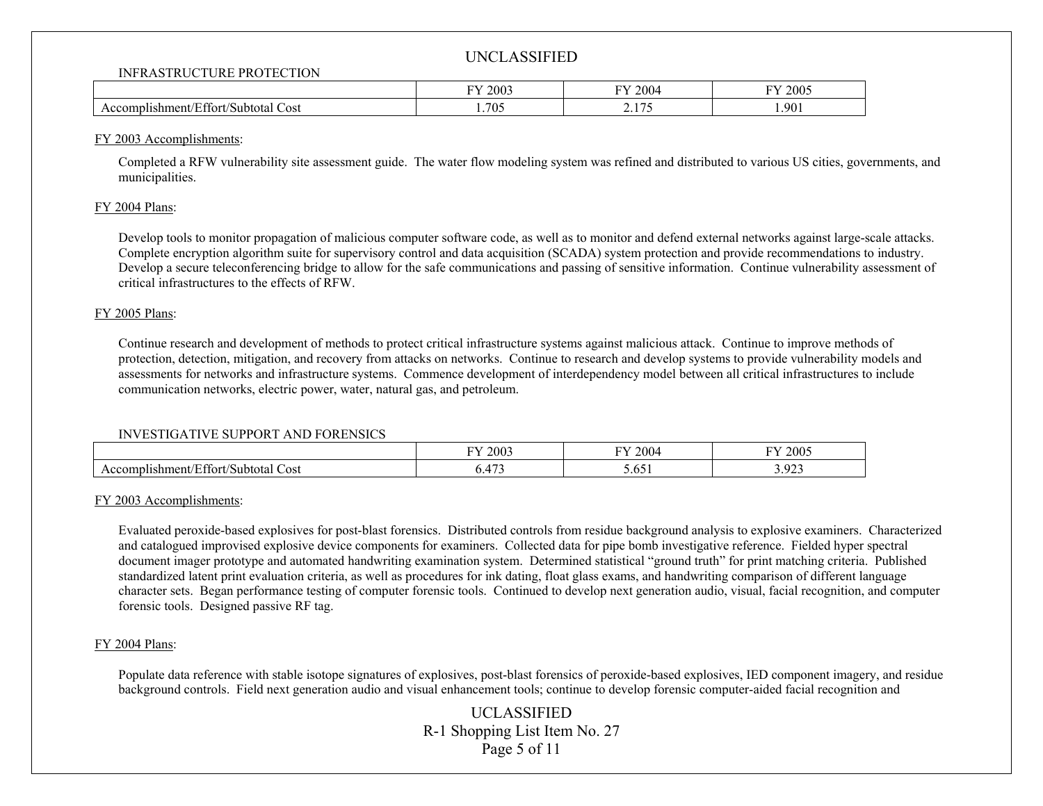INFRASTRUCTURE PROTECTION

| | FY 2003 | FY 2004 | FY 2005 |
|---|---|---|---|
| Accomplishment/Effort/Subtotal Cost | 1.705 | 2.175 | 1.901 |

FY 2003 Accomplishments:

Completed a RFW vulnerability site assessment guide. The water flow modeling system was refined and distributed to various US cities, governments, and municipalities.

FY 2004 Plans:

Develop tools to monitor propagation of malicious computer software code, as well as to monitor and defend external networks against large-scale attacks. Complete encryption algorithm suite for supervisory control and data acquisition (SCADA) system protection and provide recommendations to industry. Develop a secure teleconferencing bridge to allow for the safe communications and passing of sensitive information. Continue vulnerability assessment of critical infrastructures to the effects of RFW.

FY 2005 Plans:

Continue research and development of methods to protect critical infrastructure systems against malicious attack. Continue to improve methods of protection, detection, mitigation, and recovery from attacks on networks. Continue to research and develop systems to provide vulnerability models and assessments for networks and infrastructure systems. Commence development of interdependency model between all critical infrastructures to include communication networks, electric power, water, natural gas, and petroleum.

INVESTIGATIVE SUPPORT AND FORENSICS

| | FY 2003 | FY 2004 | FY 2005 |
|---|---|---|---|
| Accomplishment/Effort/Subtotal Cost | 6.473 | 5.651 | 3.923 |

FY 2003 Accomplishments:

Evaluated peroxide-based explosives for post-blast forensics. Distributed controls from residue background analysis to explosive examiners. Characterized and catalogued improvised explosive device components for examiners. Collected data for pipe bomb investigative reference. Fielded hyper spectral document imager prototype and automated handwriting examination system. Determined statistical "ground truth" for print matching criteria. Published standardized latent print evaluation criteria, as well as procedures for ink dating, float glass exams, and handwriting comparison of different language character sets. Began performance testing of computer forensic tools. Continued to develop next generation audio, visual, facial recognition, and computer forensic tools. Designed passive RF tag.

FY 2004 Plans:

Populate data reference with stable isotope signatures of explosives, post-blast forensics of peroxide-based explosives, IED component imagery, and residue background controls. Field next generation audio and visual enhancement tools; continue to develop forensic computer-aided facial recognition and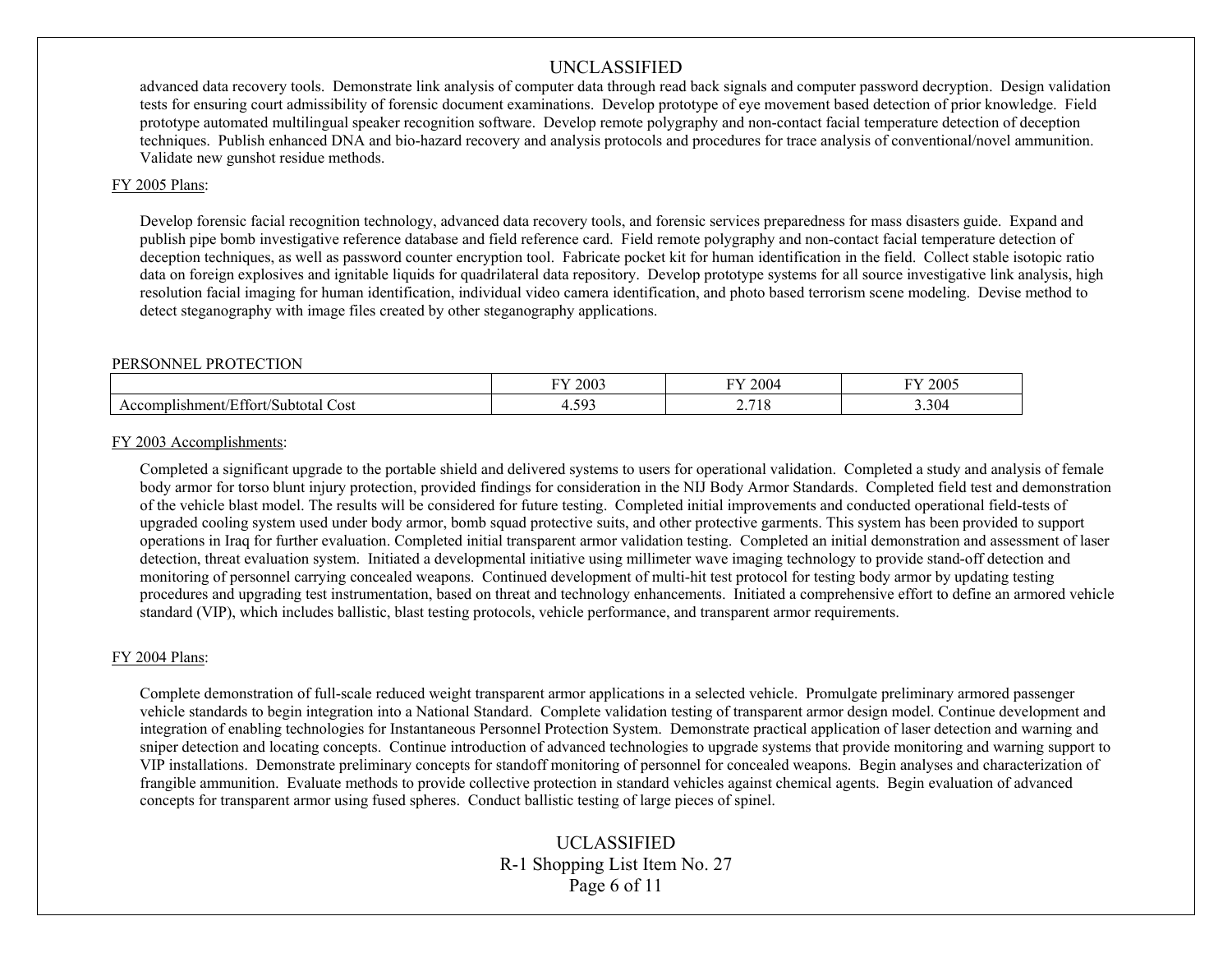advanced data recovery tools. Demonstrate link analysis of computer data through read back signals and computer password decryption. Design validation tests for ensuring court admissibility of forensic document examinations. Develop prototype of eye movement based detection of prior knowledge. Field prototype automated multilingual speaker recognition software. Develop remote polygraphy and non-contact facial temperature detection of deception techniques. Publish enhanced DNA and bio-hazard recovery and analysis protocols and procedures for trace analysis of conventional/novel ammunition. Validate new gunshot residue methods.

FY 2005 Plans:

Develop forensic facial recognition technology, advanced data recovery tools, and forensic services preparedness for mass disasters guide. Expand and publish pipe bomb investigative reference database and field reference card. Field remote polygraphy and non-contact facial temperature detection of deception techniques, as well as password counter encryption tool. Fabricate pocket kit for human identification in the field. Collect stable isotopic ratio data on foreign explosives and ignitable liquids for quadrilateral data repository. Develop prototype systems for all source investigative link analysis, high resolution facial imaging for human identification, individual video camera identification, and photo based terrorism scene modeling. Devise method to detect steganography with image files created by other steganography applications.

PERSONNEL PROTECTION

| | FY 2003 | FY 2004 | FY 2005 |
|---|---|---|---|
| Accomplishment/Effort/Subtotal Cost | 4.593 | 2.718 | 3.304 |

FY 2003 Accomplishments:

Completed a significant upgrade to the portable shield and delivered systems to users for operational validation. Completed a study and analysis of female body armor for torso blunt injury protection, provided findings for consideration in the NIJ Body Armor Standards. Completed field test and demonstration of the vehicle blast model. The results will be considered for future testing. Completed initial improvements and conducted operational field-tests of upgraded cooling system used under body armor, bomb squad protective suits, and other protective garments. This system has been provided to support operations in Iraq for further evaluation. Completed initial transparent armor validation testing. Completed an initial demonstration and assessment of laser detection, threat evaluation system. Initiated a developmental initiative using millimeter wave imaging technology to provide stand-off detection and monitoring of personnel carrying concealed weapons. Continued development of multi-hit test protocol for testing body armor by updating testing procedures and upgrading test instrumentation, based on threat and technology enhancements. Initiated a comprehensive effort to define an armored vehicle standard (VIP), which includes ballistic, blast testing protocols, vehicle performance, and transparent armor requirements.

FY 2004 Plans:

Complete demonstration of full-scale reduced weight transparent armor applications in a selected vehicle. Promulgate preliminary armored passenger vehicle standards to begin integration into a National Standard. Complete validation testing of transparent armor design model. Continue development and integration of enabling technologies for Instantaneous Personnel Protection System. Demonstrate practical application of laser detection and warning and sniper detection and locating concepts. Continue introduction of advanced technologies to upgrade systems that provide monitoring and warning support to VIP installations. Demonstrate preliminary concepts for standoff monitoring of personnel for concealed weapons. Begin analyses and characterization of frangible ammunition. Evaluate methods to provide collective protection in standard vehicles against chemical agents. Begin evaluation of advanced concepts for transparent armor using fused spheres. Conduct ballistic testing of large pieces of spinel.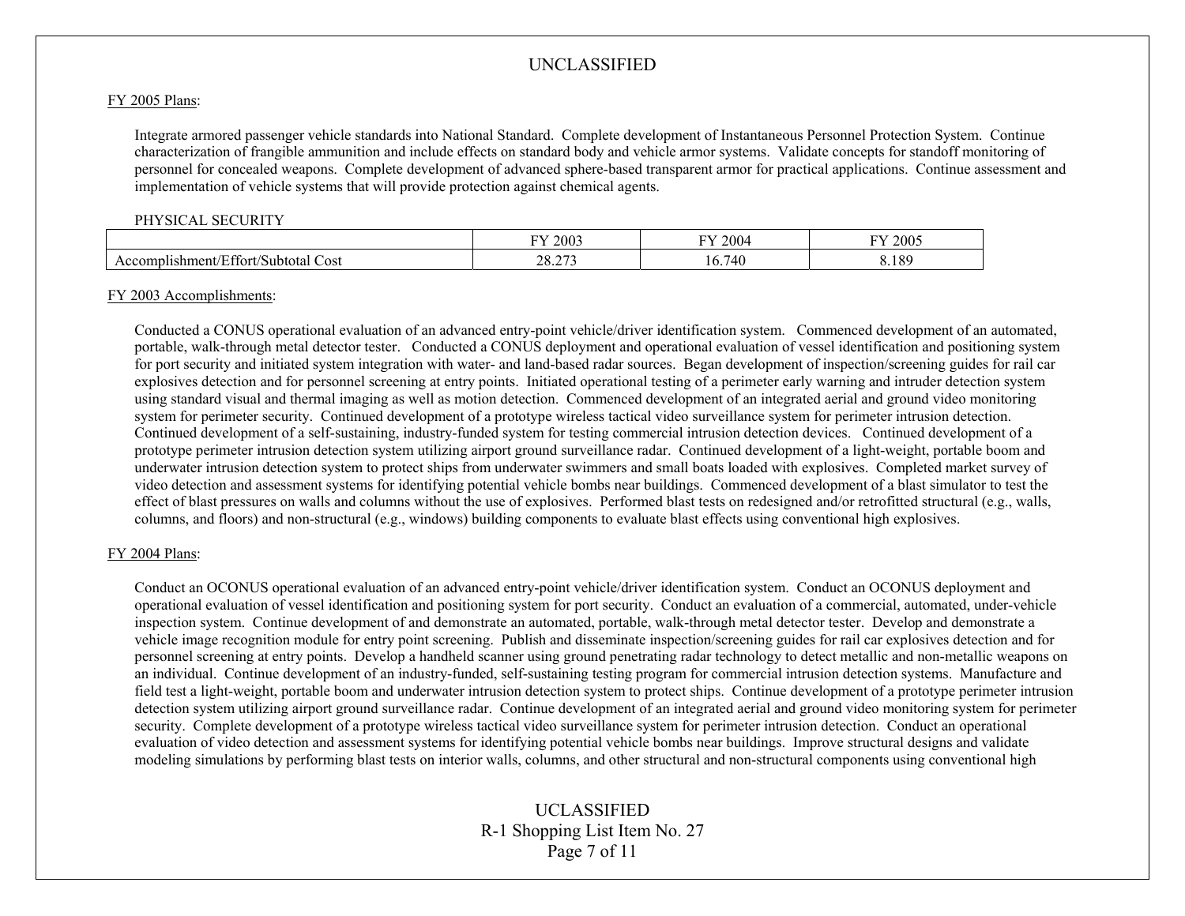FY 2005 Plans:

Integrate armored passenger vehicle standards into National Standard. Complete development of Instantaneous Personnel Protection System. Continue characterization of frangible ammunition and include effects on standard body and vehicle armor systems. Validate concepts for standoff monitoring of personnel for concealed weapons. Complete development of advanced sphere-based transparent armor for practical applications. Continue assessment and implementation of vehicle systems that will provide protection against chemical agents.

PHYSICAL SECURITY

| | FY 2003 | FY 2004 | FY 2005 |
|---|---|---|---|
| Accomplishment/Effort/Subtotal Cost | 28.273 | 16.740 | 8.189 |

FY 2003 Accomplishments:

Conducted a CONUS operational evaluation of an advanced entry-point vehicle/driver identification system. Commenced development of an automated, portable, walk-through metal detector tester. Conducted a CONUS deployment and operational evaluation of vessel identification and positioning system for port security and initiated system integration with water- and land-based radar sources. Began development of inspection/screening guides for rail car explosives detection and for personnel screening at entry points. Initiated operational testing of a perimeter early warning and intruder detection system using standard visual and thermal imaging as well as motion detection. Commenced development of an integrated aerial and ground video monitoring system for perimeter security. Continued development of a prototype wireless tactical video surveillance system for perimeter intrusion detection. Continued development of a self-sustaining, industry-funded system for testing commercial intrusion detection devices. Continued development of a prototype perimeter intrusion detection system utilizing airport ground surveillance radar. Continued development of a light-weight, portable boom and underwater intrusion detection system to protect ships from underwater swimmers and small boats loaded with explosives. Completed market survey of video detection and assessment systems for identifying potential vehicle bombs near buildings. Commenced development of a blast simulator to test the effect of blast pressures on walls and columns without the use of explosives. Performed blast tests on redesigned and/or retrofitted structural (e.g., walls, columns, and floors) and non-structural (e.g., windows) building components to evaluate blast effects using conventional high explosives.

FY 2004 Plans:

Conduct an OCONUS operational evaluation of an advanced entry-point vehicle/driver identification system. Conduct an OCONUS deployment and operational evaluation of vessel identification and positioning system for port security. Conduct an evaluation of a commercial, automated, under-vehicle inspection system. Continue development of and demonstrate an automated, portable, walk-through metal detector tester. Develop and demonstrate a vehicle image recognition module for entry point screening. Publish and disseminate inspection/screening guides for rail car explosives detection and for personnel screening at entry points. Develop a handheld scanner using ground penetrating radar technology to detect metallic and non-metallic weapons on an individual. Continue development of an industry-funded, self-sustaining testing program for commercial intrusion detection systems. Manufacture and field test a light-weight, portable boom and underwater intrusion detection system to protect ships. Continue development of a prototype perimeter intrusion detection system utilizing airport ground surveillance radar. Continue development of an integrated aerial and ground video monitoring system for perimeter security. Complete development of a prototype wireless tactical video surveillance system for perimeter intrusion detection. Conduct an operational evaluation of video detection and assessment systems for identifying potential vehicle bombs near buildings. Improve structural designs and validate modeling simulations by performing blast tests on interior walls, columns, and other structural and non-structural components using conventional high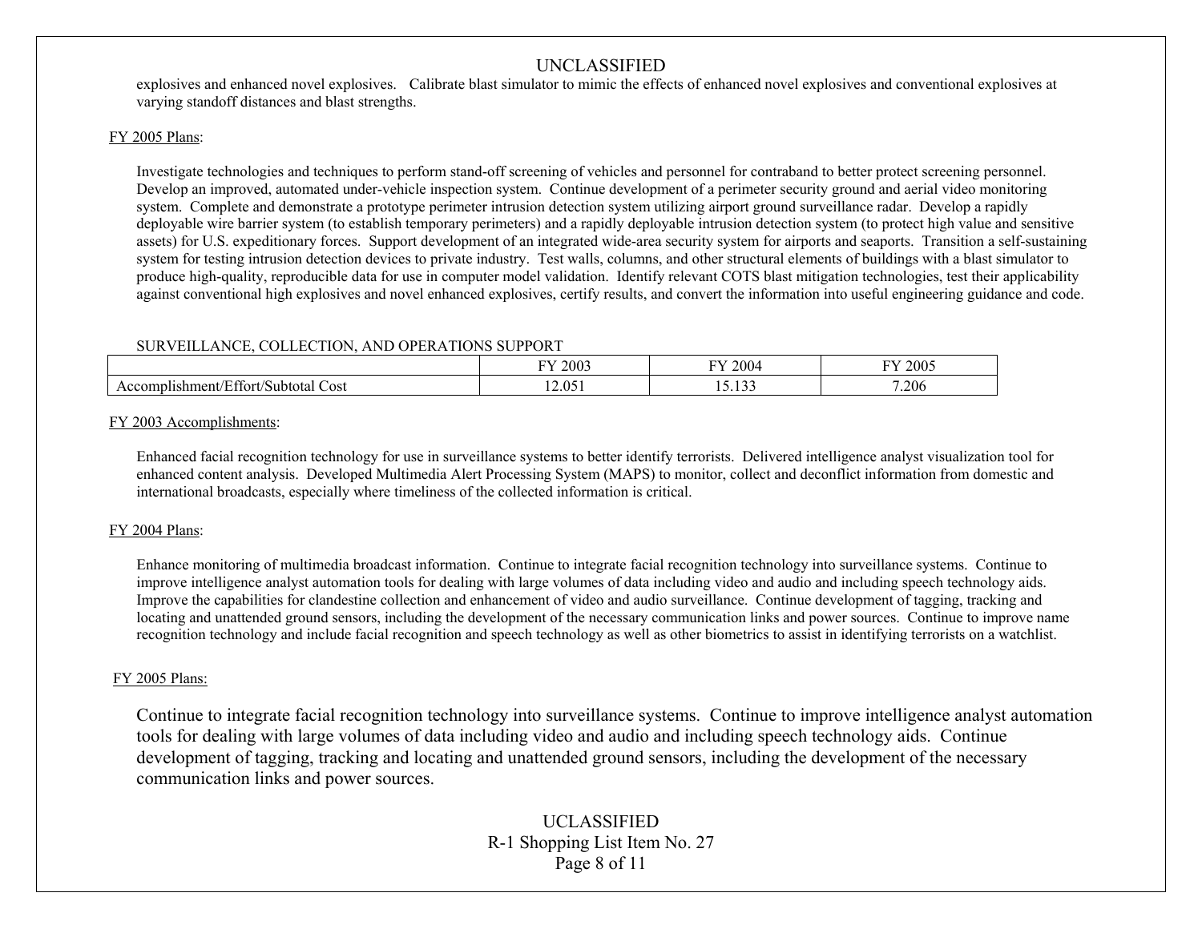explosives and enhanced novel explosives. Calibrate blast simulator to mimic the effects of enhanced novel explosives and conventional explosives at varying standoff distances and blast strengths.

FY 2005 Plans:

Investigate technologies and techniques to perform stand-off screening of vehicles and personnel for contraband to better protect screening personnel. Develop an improved, automated under-vehicle inspection system. Continue development of a perimeter security ground and aerial video monitoring system. Complete and demonstrate a prototype perimeter intrusion detection system utilizing airport ground surveillance radar. Develop a rapidly deployable wire barrier system (to establish temporary perimeters) and a rapidly deployable intrusion detection system (to protect high value and sensitive assets) for U.S. expeditionary forces. Support development of an integrated wide-area security system for airports and seaports. Transition a self-sustaining system for testing intrusion detection devices to private industry. Test walls, columns, and other structural elements of buildings with a blast simulator to produce high-quality, reproducible data for use in computer model validation. Identify relevant COTS blast mitigation technologies, test their applicability against conventional high explosives and novel enhanced explosives, certify results, and convert the information into useful engineering guidance and code.

SURVEILLANCE, COLLECTION, AND OPERATIONS SUPPORT

| | FY 2003 | FY 2004 | FY 2005 |
|---|---|---|---|
| Accomplishment/Effort/Subtotal Cost | 12.051 | 15.133 | 7.206 |

FY 2003 Accomplishments:

Enhanced facial recognition technology for use in surveillance systems to better identify terrorists. Delivered intelligence analyst visualization tool for enhanced content analysis. Developed Multimedia Alert Processing System (MAPS) to monitor, collect and deconflict information from domestic and international broadcasts, especially where timeliness of the collected information is critical.

FY 2004 Plans:

Enhance monitoring of multimedia broadcast information. Continue to integrate facial recognition technology into surveillance systems. Continue to improve intelligence analyst automation tools for dealing with large volumes of data including video and audio and including speech technology aids. Improve the capabilities for clandestine collection and enhancement of video and audio surveillance. Continue development of tagging, tracking and locating and unattended ground sensors, including the development of the necessary communication links and power sources. Continue to improve name recognition technology and include facial recognition and speech technology as well as other biometrics to assist in identifying terrorists on a watchlist.

FY 2005 Plans:

Continue to integrate facial recognition technology into surveillance systems. Continue to improve intelligence analyst automation tools for dealing with large volumes of data including video and audio and including speech technology aids. Continue development of tagging, tracking and locating and unattended ground sensors, including the development of the necessary communication links and power sources.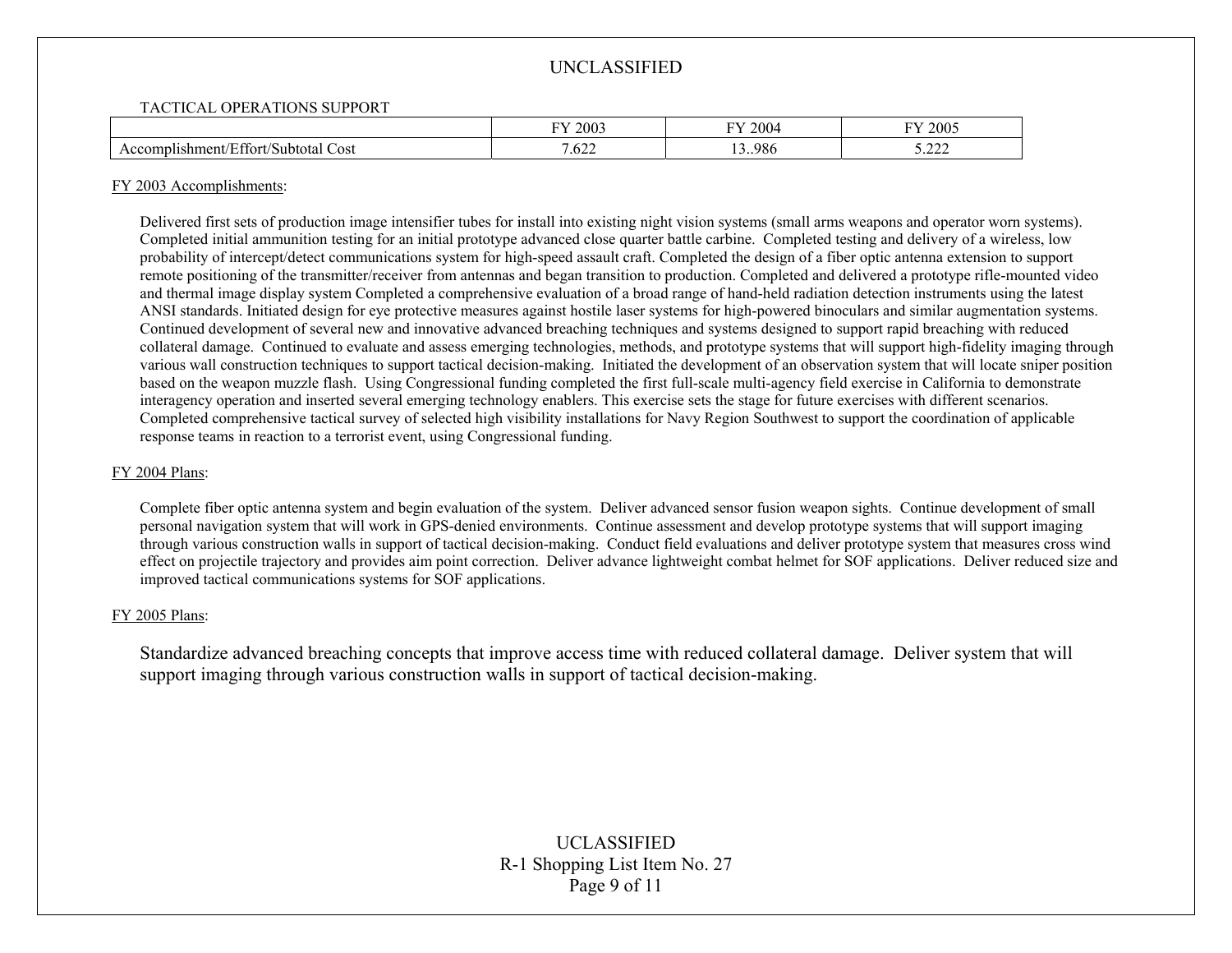TACTICAL OPERATIONS SUPPORT

| | FY 2003 | FY 2004 | FY 2005 |
|---|---|---|---|
| Accomplishment/Effort/Subtotal Cost | 7.622 | 13..986 | 5.222 |

FY 2003 Accomplishments:

Delivered first sets of production image intensifier tubes for install into existing night vision systems (small arms weapons and operator worn systems). Completed initial ammunition testing for an initial prototype advanced close quarter battle carbine. Completed testing and delivery of a wireless, low probability of intercept/detect communications system for high-speed assault craft. Completed the design of a fiber optic antenna extension to support remote positioning of the transmitter/receiver from antennas and began transition to production. Completed and delivered a prototype rifle-mounted video and thermal image display system Completed a comprehensive evaluation of a broad range of hand-held radiation detection instruments using the latest ANSI standards. Initiated design for eye protective measures against hostile laser systems for high-powered binoculars and similar augmentation systems. Continued development of several new and innovative advanced breaching techniques and systems designed to support rapid breaching with reduced collateral damage. Continued to evaluate and assess emerging technologies, methods, and prototype systems that will support high-fidelity imaging through various wall construction techniques to support tactical decision-making. Initiated the development of an observation system that will locate sniper position based on the weapon muzzle flash. Using Congressional funding completed the first full-scale multi-agency field exercise in California to demonstrate interagency operation and inserted several emerging technology enablers. This exercise sets the stage for future exercises with different scenarios. Completed comprehensive tactical survey of selected high visibility installations for Navy Region Southwest to support the coordination of applicable response teams in reaction to a terrorist event, using Congressional funding.

FY 2004 Plans:

Complete fiber optic antenna system and begin evaluation of the system. Deliver advanced sensor fusion weapon sights. Continue development of small personal navigation system that will work in GPS-denied environments. Continue assessment and develop prototype systems that will support imaging through various construction walls in support of tactical decision-making. Conduct field evaluations and deliver prototype system that measures cross wind effect on projectile trajectory and provides aim point correction. Deliver advance lightweight combat helmet for SOF applications. Deliver reduced size and improved tactical communications systems for SOF applications.

FY 2005 Plans:

Standardize advanced breaching concepts that improve access time with reduced collateral damage. Deliver system that will support imaging through various construction walls in support of tactical decision-making.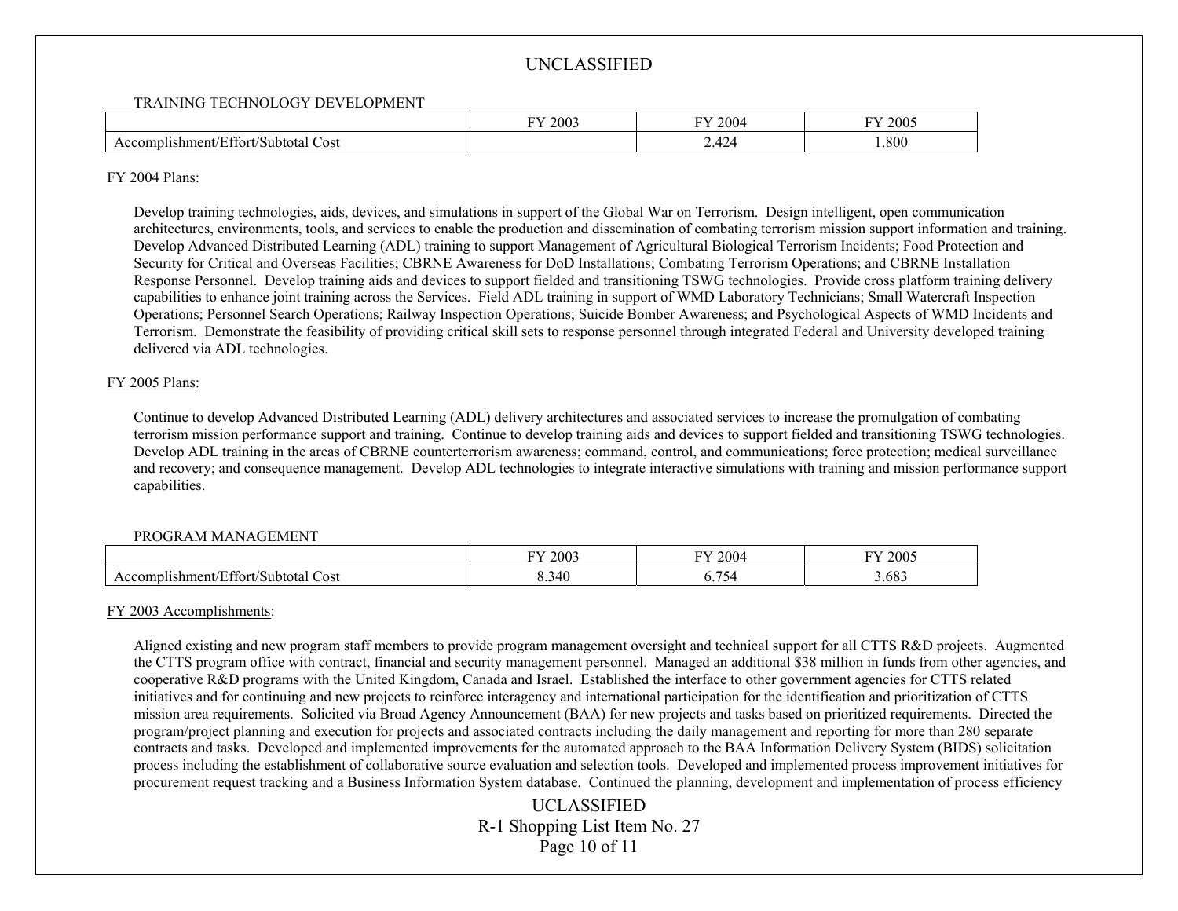TRAINING TECHNOLOGY DEVELOPMENT

| | FY 2003 | FY 2004 | FY 2005 |
|---|---|---|---|
| Accomplishment/Effort/Subtotal Cost | | 2.424 | 1.800 |

FY 2004 Plans:

Develop training technologies, aids, devices, and simulations in support of the Global War on Terrorism. Design intelligent, open communication architectures, environments, tools, and services to enable the production and dissemination of combating terrorism mission support information and training. Develop Advanced Distributed Learning (ADL) training to support Management of Agricultural Biological Terrorism Incidents; Food Protection and Security for Critical and Overseas Facilities; CBRNE Awareness for DoD Installations; Combating Terrorism Operations; and CBRNE Installation Response Personnel. Develop training aids and devices to support fielded and transitioning TSWG technologies. Provide cross platform training delivery capabilities to enhance joint training across the Services. Field ADL training in support of WMD Laboratory Technicians; Small Watercraft Inspection Operations; Personnel Search Operations; Railway Inspection Operations; Suicide Bomber Awareness; and Psychological Aspects of WMD Incidents and Terrorism. Demonstrate the feasibility of providing critical skill sets to response personnel through integrated Federal and University developed training delivered via ADL technologies.

FY 2005 Plans:

Continue to develop Advanced Distributed Learning (ADL) delivery architectures and associated services to increase the promulgation of combating terrorism mission performance support and training. Continue to develop training aids and devices to support fielded and transitioning TSWG technologies. Develop ADL training in the areas of CBRNE counterterrorism awareness; command, control, and communications; force protection; medical surveillance and recovery; and consequence management. Develop ADL technologies to integrate interactive simulations with training and mission performance support capabilities.

PROGRAM MANAGEMENT

| | FY 2003 | FY 2004 | FY 2005 |
|---|---|---|---|
| Accomplishment/Effort/Subtotal Cost | 8.340 | 6.754 | 3.683 |

FY 2003 Accomplishments:

Aligned existing and new program staff members to provide program management oversight and technical support for all CTTS R&D projects. Augmented the CTTS program office with contract, financial and security management personnel. Managed an additional $38 million in funds from other agencies, and cooperative R&D programs with the United Kingdom, Canada and Israel. Established the interface to other government agencies for CTTS related initiatives and for continuing and new projects to reinforce interagency and international participation for the identification and prioritization of CTTS mission area requirements. Solicited via Broad Agency Announcement (BAA) for new projects and tasks based on prioritized requirements. Directed the program/project planning and execution for projects and associated contracts including the daily management and reporting for more than 280 separate contracts and tasks. Developed and implemented improvements for the automated approach to the BAA Information Delivery System (BIDS) solicitation process including the establishment of collaborative source evaluation and selection tools. Developed and implemented process improvement initiatives for procurement request tracking and a Business Information System database. Continued the planning, development and implementation of process efficiency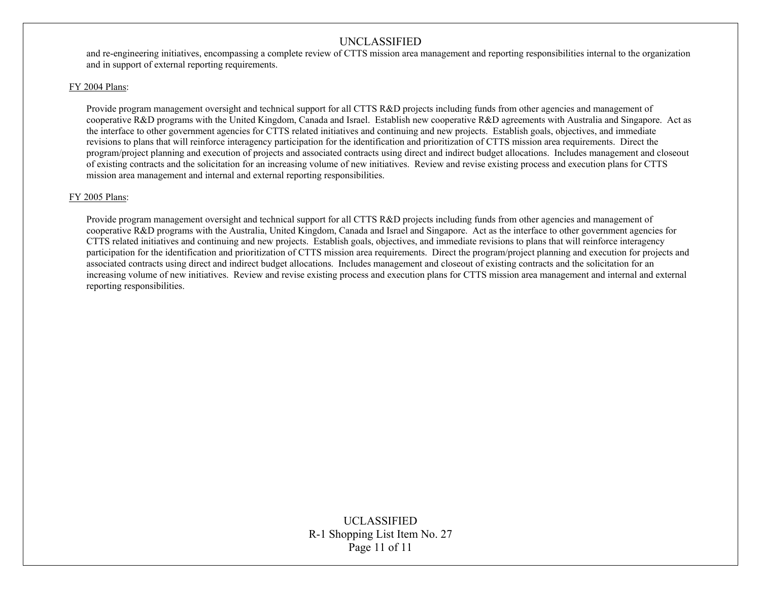and re-engineering initiatives, encompassing a complete review of CTTS mission area management and reporting responsibilities internal to the organization and in support of external reporting requirements.

FY 2004 Plans:

Provide program management oversight and technical support for all CTTS R&D projects including funds from other agencies and management of cooperative R&D programs with the United Kingdom, Canada and Israel. Establish new cooperative R&D agreements with Australia and Singapore. Act as the interface to other government agencies for CTTS related initiatives and continuing and new projects. Establish goals, objectives, and immediate revisions to plans that will reinforce interagency participation for the identification and prioritization of CTTS mission area requirements. Direct the program/project planning and execution of projects and associated contracts using direct and indirect budget allocations. Includes management and closeout of existing contracts and the solicitation for an increasing volume of new initiatives. Review and revise existing process and execution plans for CTTS mission area management and internal and external reporting responsibilities.

FY 2005 Plans:

Provide program management oversight and technical support for all CTTS R&D projects including funds from other agencies and management of cooperative R&D programs with the Australia, United Kingdom, Canada and Israel and Singapore. Act as the interface to other government agencies for CTTS related initiatives and continuing and new projects. Establish goals, objectives, and immediate revisions to plans that will reinforce interagency participation for the identification and prioritization of CTTS mission area requirements. Direct the program/project planning and execution for projects and associated contracts using direct and indirect budget allocations. Includes management and closeout of existing contracts and the solicitation for an increasing volume of new initiatives. Review and revise existing process and execution plans for CTTS mission area management and internal and external reporting responsibilities.